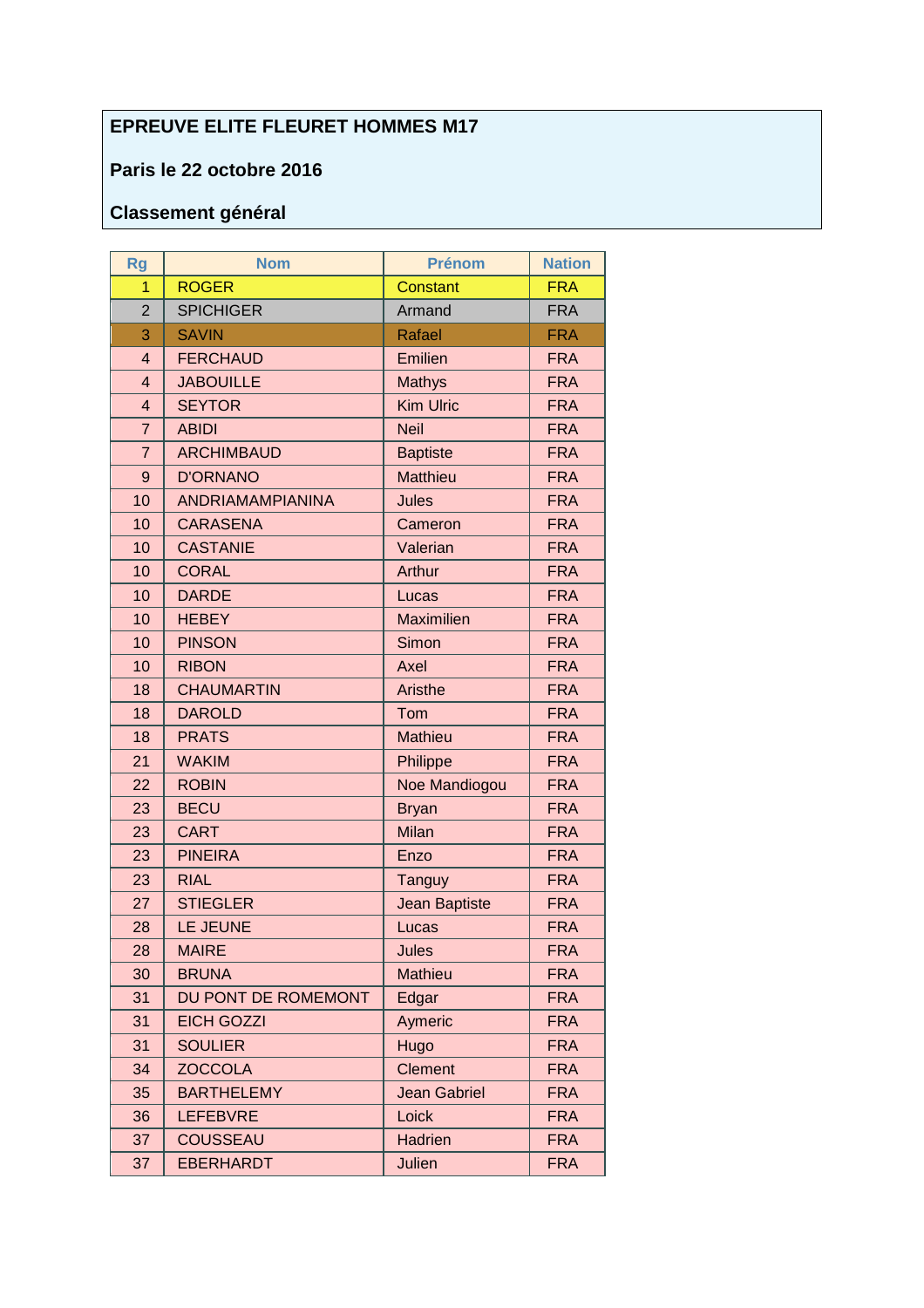**EPREUVE ELITE FLEURET HOMMES M17**

**Paris le 22 octobre 2016**

**Classement général**

| Rg | Nom | Prénom | Nation |
|---|---|---|---|
| 1 | ROGER | Constant | FRA |
| 2 | SPICHIGER | Armand | FRA |
| 3 | SAVIN | Rafael | FRA |
| 4 | FERCHAUD | Emilien | FRA |
| 4 | JABOUILLE | Mathys | FRA |
| 4 | SEYTOR | Kim Ulric | FRA |
| 7 | ABIDI | Neil | FRA |
| 7 | ARCHIMBAUD | Baptiste | FRA |
| 9 | D'ORNANO | Matthieu | FRA |
| 10 | ANDRIAMAMPIANINA | Jules | FRA |
| 10 | CARASENA | Cameron | FRA |
| 10 | CASTANIE | Valerian | FRA |
| 10 | CORAL | Arthur | FRA |
| 10 | DARDE | Lucas | FRA |
| 10 | HEBEY | Maximilien | FRA |
| 10 | PINSON | Simon | FRA |
| 10 | RIBON | Axel | FRA |
| 18 | CHAUMARTIN | Aristhe | FRA |
| 18 | DAROLD | Tom | FRA |
| 18 | PRATS | Mathieu | FRA |
| 21 | WAKIM | Philippe | FRA |
| 22 | ROBIN | Noe Mandiogou | FRA |
| 23 | BECU | Bryan | FRA |
| 23 | CART | Milan | FRA |
| 23 | PINEIRA | Enzo | FRA |
| 23 | RIAL | Tanguy | FRA |
| 27 | STIEGLER | Jean Baptiste | FRA |
| 28 | LE JEUNE | Lucas | FRA |
| 28 | MAIRE | Jules | FRA |
| 30 | BRUNA | Mathieu | FRA |
| 31 | DU PONT DE ROMEMONT | Edgar | FRA |
| 31 | EICH GOZZI | Aymeric | FRA |
| 31 | SOULIER | Hugo | FRA |
| 34 | ZOCCOLA | Clement | FRA |
| 35 | BARTHELEMY | Jean Gabriel | FRA |
| 36 | LEFEBVRE | Loick | FRA |
| 37 | COUSSEAU | Hadrien | FRA |
| 37 | EBERHARDT | Julien | FRA |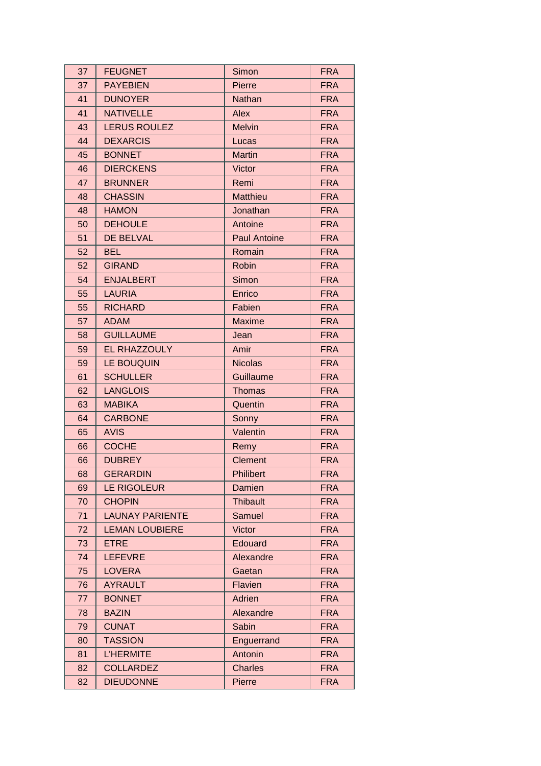| 37 | FEUGNET | Simon | FRA |
|---|---|---|---|
| 37 | PAYEBIEN | Pierre | FRA |
| 41 | DUNOYER | Nathan | FRA |
| 41 | NATIVELLE | Alex | FRA |
| 43 | LERUS ROULEZ | Melvin | FRA |
| 44 | DEXARCIS | Lucas | FRA |
| 45 | BONNET | Martin | FRA |
| 46 | DIERCKENS | Victor | FRA |
| 47 | BRUNNER | Remi | FRA |
| 48 | CHASSIN | Matthieu | FRA |
| 48 | HAMON | Jonathan | FRA |
| 50 | DEHOULE | Antoine | FRA |
| 51 | DE BELVAL | Paul Antoine | FRA |
| 52 | BEL | Romain | FRA |
| 52 | GIRAND | Robin | FRA |
| 54 | ENJALBERT | Simon | FRA |
| 55 | LAURIA | Enrico | FRA |
| 55 | RICHARD | Fabien | FRA |
| 57 | ADAM | Maxime | FRA |
| 58 | GUILLAUME | Jean | FRA |
| 59 | EL RHAZZOULY | Amir | FRA |
| 59 | LE BOUQUIN | Nicolas | FRA |
| 61 | SCHULLER | Guillaume | FRA |
| 62 | LANGLOIS | Thomas | FRA |
| 63 | MABIKA | Quentin | FRA |
| 64 | CARBONE | Sonny | FRA |
| 65 | AVIS | Valentin | FRA |
| 66 | COCHE | Remy | FRA |
| 66 | DUBREY | Clement | FRA |
| 68 | GERARDIN | Philibert | FRA |
| 69 | LE RIGOLEUR | Damien | FRA |
| 70 | CHOPIN | Thibault | FRA |
| 71 | LAUNAY PARIENTE | Samuel | FRA |
| 72 | LEMAN LOUBIERE | Victor | FRA |
| 73 | ETRE | Edouard | FRA |
| 74 | LEFEVRE | Alexandre | FRA |
| 75 | LOVERA | Gaetan | FRA |
| 76 | AYRAULT | Flavien | FRA |
| 77 | BONNET | Adrien | FRA |
| 78 | BAZIN | Alexandre | FRA |
| 79 | CUNAT | Sabin | FRA |
| 80 | TASSION | Enguerrand | FRA |
| 81 | L'HERMITE | Antonin | FRA |
| 82 | COLLARDEZ | Charles | FRA |
| 82 | DIEUDONNE | Pierre | FRA |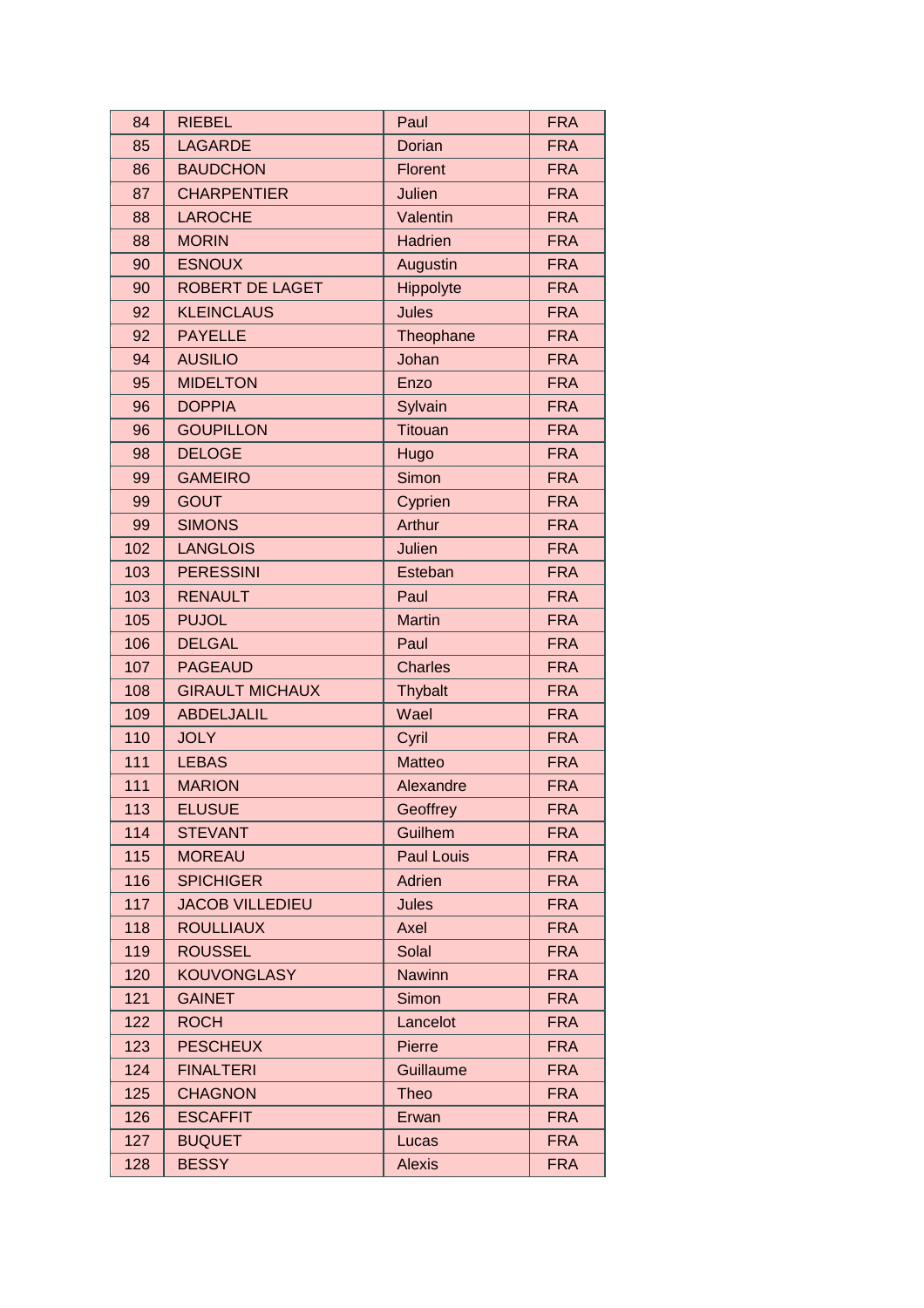| | | | |
|---|---|---|---|
| 84 | RIEBEL | Paul | FRA |
| 85 | LAGARDE | Dorian | FRA |
| 86 | BAUDCHON | Florent | FRA |
| 87 | CHARPENTIER | Julien | FRA |
| 88 | LAROCHE | Valentin | FRA |
| 88 | MORIN | Hadrien | FRA |
| 90 | ESNOUX | Augustin | FRA |
| 90 | ROBERT DE LAGET | Hippolyte | FRA |
| 92 | KLEINCLAUS | Jules | FRA |
| 92 | PAYELLE | Theophane | FRA |
| 94 | AUSILIO | Johan | FRA |
| 95 | MIDELTON | Enzo | FRA |
| 96 | DOPPIA | Sylvain | FRA |
| 96 | GOUPILLON | Titouan | FRA |
| 98 | DELOGE | Hugo | FRA |
| 99 | GAMEIRO | Simon | FRA |
| 99 | GOUT | Cyprien | FRA |
| 99 | SIMONS | Arthur | FRA |
| 102 | LANGLOIS | Julien | FRA |
| 103 | PERESSINI | Esteban | FRA |
| 103 | RENAULT | Paul | FRA |
| 105 | PUJOL | Martin | FRA |
| 106 | DELGAL | Paul | FRA |
| 107 | PAGEAUD | Charles | FRA |
| 108 | GIRAULT MICHAUX | Thybalt | FRA |
| 109 | ABDELJALIL | Wael | FRA |
| 110 | JOLY | Cyril | FRA |
| 111 | LEBAS | Matteo | FRA |
| 111 | MARION | Alexandre | FRA |
| 113 | ELUSUE | Geoffrey | FRA |
| 114 | STEVANT | Guilhem | FRA |
| 115 | MOREAU | Paul Louis | FRA |
| 116 | SPICHIGER | Adrien | FRA |
| 117 | JACOB VILLEDIEU | Jules | FRA |
| 118 | ROULLIAUX | Axel | FRA |
| 119 | ROUSSEL | Solal | FRA |
| 120 | KOUVONGLASY | Nawinn | FRA |
| 121 | GAINET | Simon | FRA |
| 122 | ROCH | Lancelot | FRA |
| 123 | PESCHEUX | Pierre | FRA |
| 124 | FINALTERI | Guillaume | FRA |
| 125 | CHAGNON | Theo | FRA |
| 126 | ESCAFFIT | Erwan | FRA |
| 127 | BUQUET | Lucas | FRA |
| 128 | BESSY | Alexis | FRA |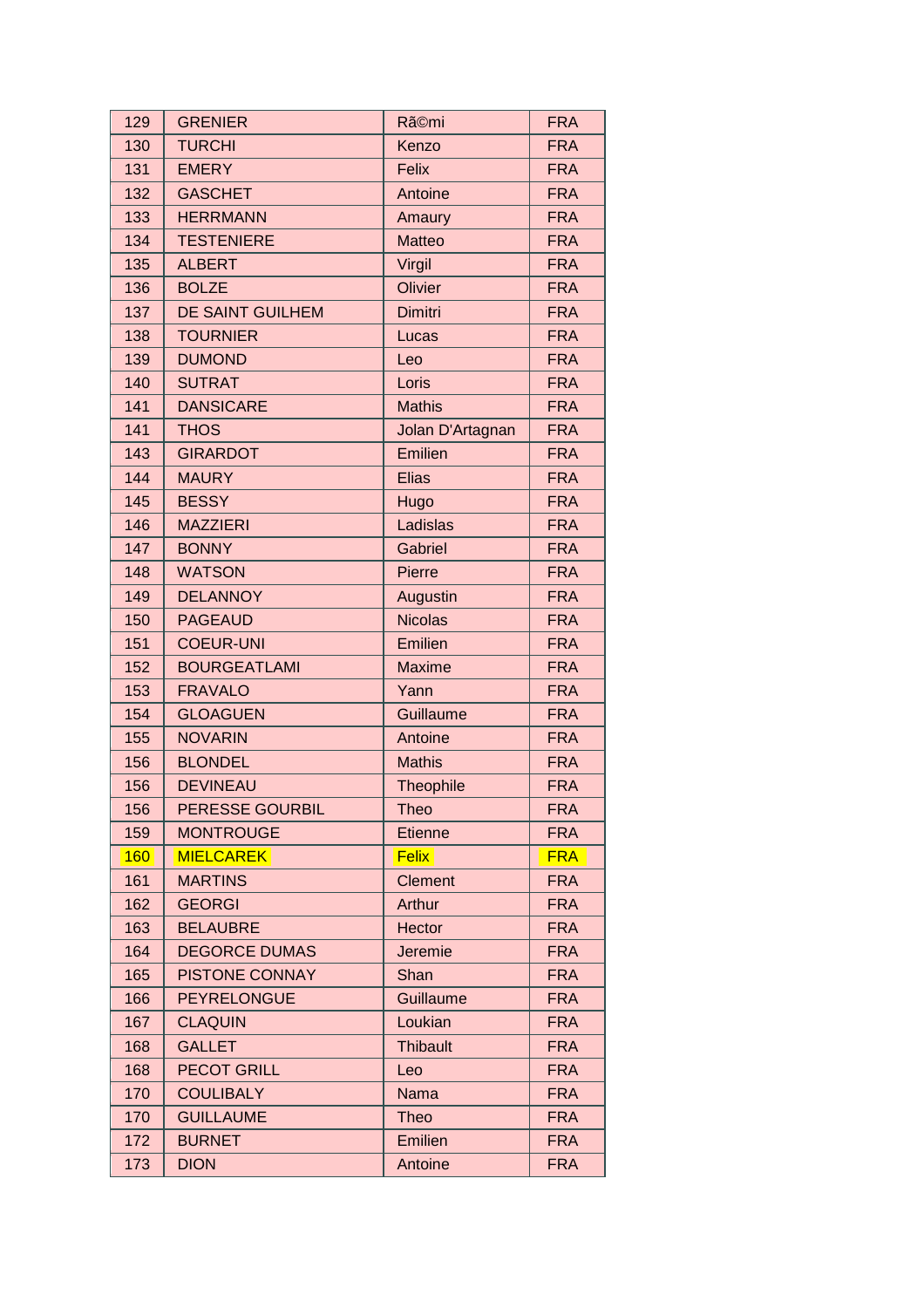| 129 | GRENIER | RÃ©mi | FRA |
|---|---|---|---|
| 130 | TURCHI | Kenzo | FRA |
| 131 | EMERY | Felix | FRA |
| 132 | GASCHET | Antoine | FRA |
| 133 | HERRMANN | Amaury | FRA |
| 134 | TESTENIERE | Matteo | FRA |
| 135 | ALBERT | Virgil | FRA |
| 136 | BOLZE | Olivier | FRA |
| 137 | DE SAINT GUILHEM | Dimitri | FRA |
| 138 | TOURNIER | Lucas | FRA |
| 139 | DUMOND | Leo | FRA |
| 140 | SUTRAT | Loris | FRA |
| 141 | DANSICARE | Mathis | FRA |
| 141 | THOS | Jolan D'Artagnan | FRA |
| 143 | GIRARDOT | Emilien | FRA |
| 144 | MAURY | Elias | FRA |
| 145 | BESSY | Hugo | FRA |
| 146 | MAZZIERI | Ladislas | FRA |
| 147 | BONNY | Gabriel | FRA |
| 148 | WATSON | Pierre | FRA |
| 149 | DELANNOY | Augustin | FRA |
| 150 | PAGEAUD | Nicolas | FRA |
| 151 | COEUR-UNI | Emilien | FRA |
| 152 | BOURGEATLAMI | Maxime | FRA |
| 153 | FRAVALO | Yann | FRA |
| 154 | GLOAGUEN | Guillaume | FRA |
| 155 | NOVARIN | Antoine | FRA |
| 156 | BLONDEL | Mathis | FRA |
| 156 | DEVINEAU | Theophile | FRA |
| 156 | PERESSE GOURBIL | Theo | FRA |
| 159 | MONTROUGE | Etienne | FRA |
| 160 | MIELCAREK | Felix | FRA |
| 161 | MARTINS | Clement | FRA |
| 162 | GEORGI | Arthur | FRA |
| 163 | BELAUBRE | Hector | FRA |
| 164 | DEGORCE DUMAS | Jeremie | FRA |
| 165 | PISTONE CONNAY | Shan | FRA |
| 166 | PEYRELONGUE | Guillaume | FRA |
| 167 | CLAQUIN | Loukian | FRA |
| 168 | GALLET | Thibault | FRA |
| 168 | PECOT GRILL | Leo | FRA |
| 170 | COULIBALY | Nama | FRA |
| 170 | GUILLAUME | Theo | FRA |
| 172 | BURNET | Emilien | FRA |
| 173 | DION | Antoine | FRA |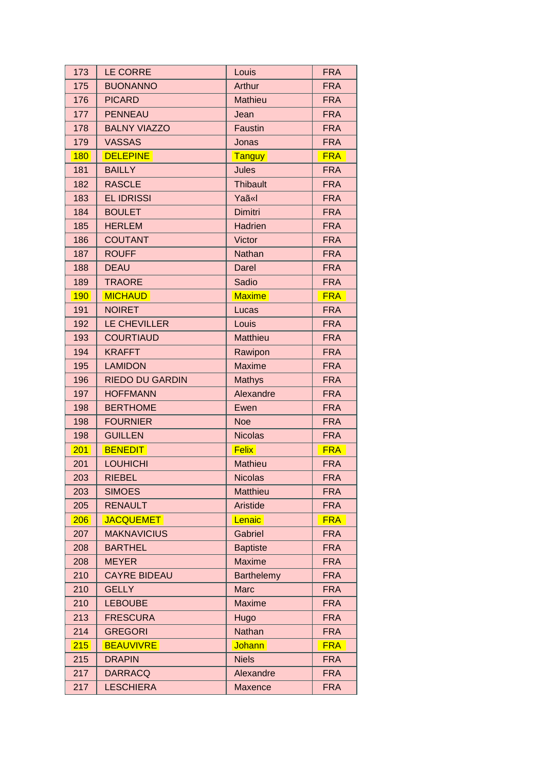| 173 | LE CORRE | Louis | FRA |
|---|---|---|---|
| 175 | BUONANNO | Arthur | FRA |
| 176 | PICARD | Mathieu | FRA |
| 177 | PENNEAU | Jean | FRA |
| 178 | BALNY VIAZZO | Faustin | FRA |
| 179 | VASSAS | Jonas | FRA |
| 180 | DELEPINE | Tanguy | FRA |
| 181 | BAILLY | Jules | FRA |
| 182 | RASCLE | Thibault | FRA |
| 183 | EL IDRISSI | Yaã«l | FRA |
| 184 | BOULET | Dimitri | FRA |
| 185 | HERLEM | Hadrien | FRA |
| 186 | COUTANT | Victor | FRA |
| 187 | ROUFF | Nathan | FRA |
| 188 | DEAU | Darel | FRA |
| 189 | TRAORE | Sadio | FRA |
| 190 | MICHAUD | Maxime | FRA |
| 191 | NOIRET | Lucas | FRA |
| 192 | LE CHEVILLER | Louis | FRA |
| 193 | COURTIAUD | Matthieu | FRA |
| 194 | KRAFFT | Rawipon | FRA |
| 195 | LAMIDON | Maxime | FRA |
| 196 | RIEDO DU GARDIN | Mathys | FRA |
| 197 | HOFFMANN | Alexandre | FRA |
| 198 | BERTHOME | Ewen | FRA |
| 198 | FOURNIER | Noe | FRA |
| 198 | GUILLEN | Nicolas | FRA |
| 201 | BENEDIT | Felix | FRA |
| 201 | LOUHICHI | Mathieu | FRA |
| 203 | RIEBEL | Nicolas | FRA |
| 203 | SIMOES | Matthieu | FRA |
| 205 | RENAULT | Aristide | FRA |
| 206 | JACQUEMET | Lenaic | FRA |
| 207 | MAKNAVICIUS | Gabriel | FRA |
| 208 | BARTHEL | Baptiste | FRA |
| 208 | MEYER | Maxime | FRA |
| 210 | CAYRE BIDEAU | Barthelemy | FRA |
| 210 | GELLY | Marc | FRA |
| 210 | LEBOUBE | Maxime | FRA |
| 213 | FRESCURA | Hugo | FRA |
| 214 | GREGORI | Nathan | FRA |
| 215 | BEAUVIVRE | Johann | FRA |
| 215 | DRAPIN | Niels | FRA |
| 217 | DARRACQ | Alexandre | FRA |
| 217 | LESCHIERA | Maxence | FRA |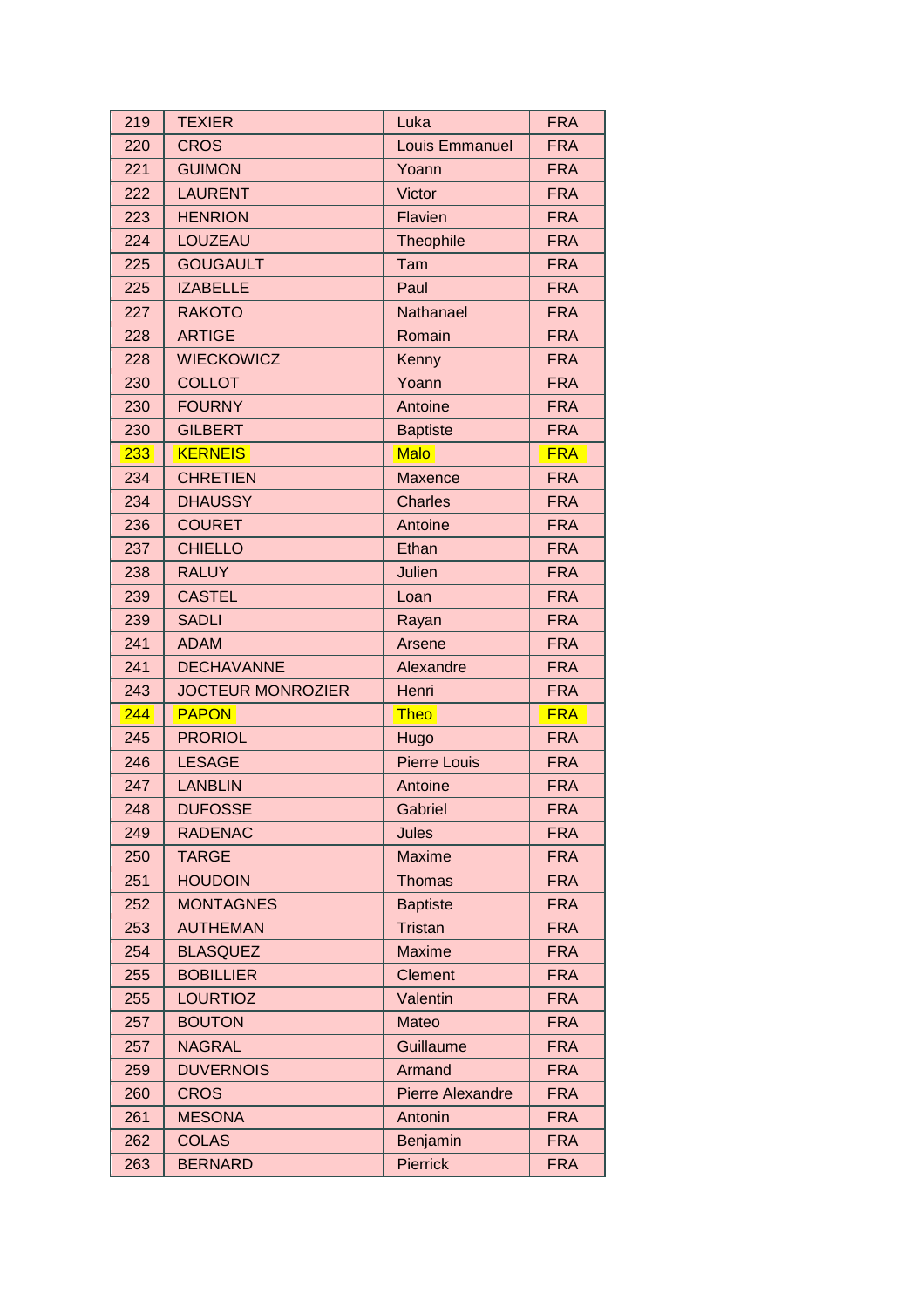| 219 | TEXIER | Luka | FRA |
|---|---|---|---|
| 220 | CROS | Louis Emmanuel | FRA |
| 221 | GUIMON | Yoann | FRA |
| 222 | LAURENT | Victor | FRA |
| 223 | HENRION | Flavien | FRA |
| 224 | LOUZEAU | Theophile | FRA |
| 225 | GOUGAULT | Tam | FRA |
| 225 | IZABELLE | Paul | FRA |
| 227 | RAKOTO | Nathanael | FRA |
| 228 | ARTIGE | Romain | FRA |
| 228 | WIECKOWICZ | Kenny | FRA |
| 230 | COLLOT | Yoann | FRA |
| 230 | FOURNY | Antoine | FRA |
| 230 | GILBERT | Baptiste | FRA |
| 233 | KERNEIS | Malo | FRA |
| 234 | CHRETIEN | Maxence | FRA |
| 234 | DHAUSSY | Charles | FRA |
| 236 | COURET | Antoine | FRA |
| 237 | CHIELLO | Ethan | FRA |
| 238 | RALUY | Julien | FRA |
| 239 | CASTEL | Loan | FRA |
| 239 | SADLI | Rayan | FRA |
| 241 | ADAM | Arsene | FRA |
| 241 | DECHAVANNE | Alexandre | FRA |
| 243 | JOCTEUR MONROZIER | Henri | FRA |
| 244 | PAPON | Theo | FRA |
| 245 | PRORIOL | Hugo | FRA |
| 246 | LESAGE | Pierre Louis | FRA |
| 247 | LANBLIN | Antoine | FRA |
| 248 | DUFOSSE | Gabriel | FRA |
| 249 | RADENAC | Jules | FRA |
| 250 | TARGE | Maxime | FRA |
| 251 | HOUDOIN | Thomas | FRA |
| 252 | MONTAGNES | Baptiste | FRA |
| 253 | AUTHEMAN | Tristan | FRA |
| 254 | BLASQUEZ | Maxime | FRA |
| 255 | BOBILLIER | Clement | FRA |
| 255 | LOURTIOZ | Valentin | FRA |
| 257 | BOUTON | Mateo | FRA |
| 257 | NAGRAL | Guillaume | FRA |
| 259 | DUVERNOIS | Armand | FRA |
| 260 | CROS | Pierre Alexandre | FRA |
| 261 | MESONA | Antonin | FRA |
| 262 | COLAS | Benjamin | FRA |
| 263 | BERNARD | Pierrick | FRA |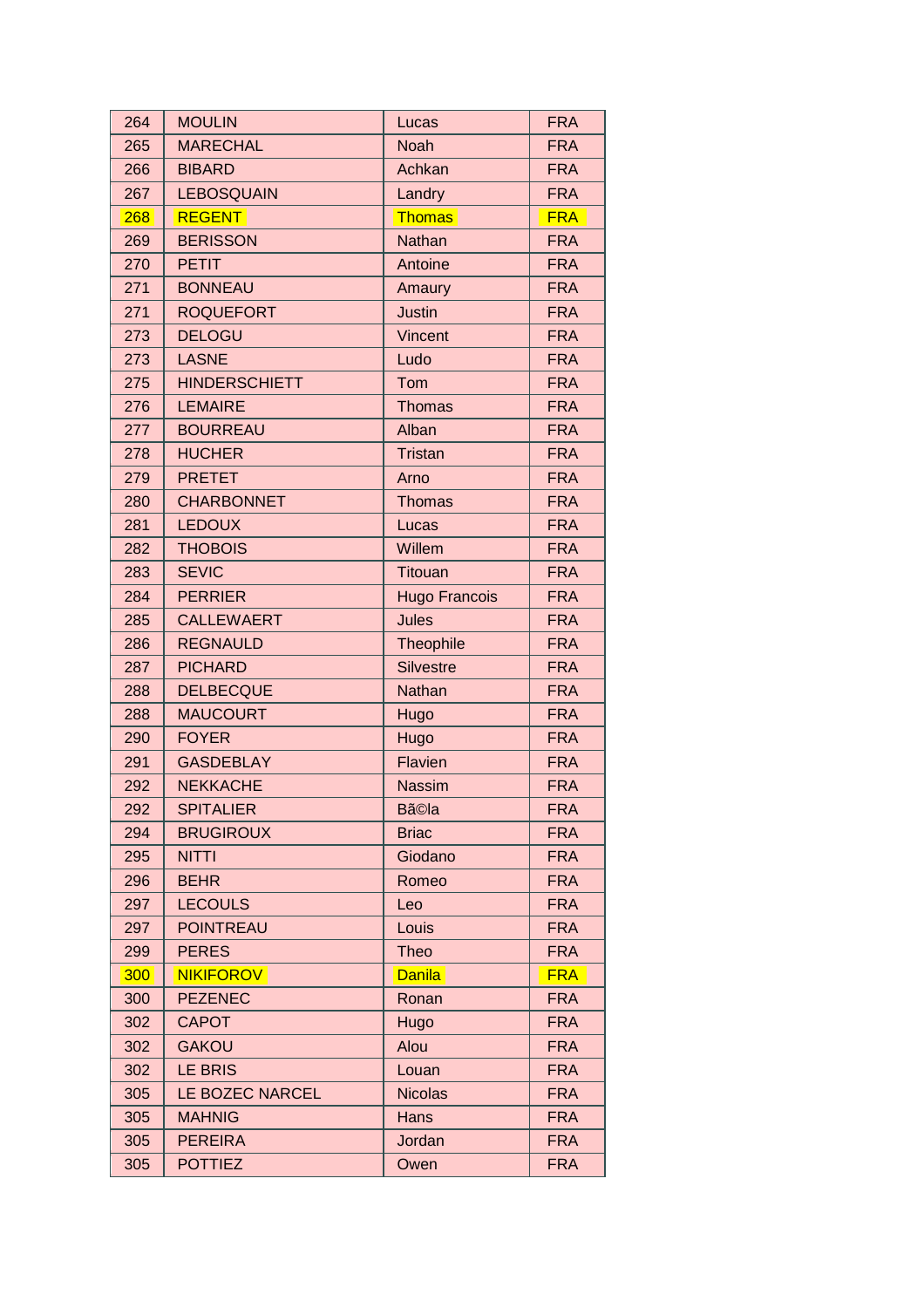| 264 | MOULIN | Lucas | FRA |
|---|---|---|---|
| 265 | MARECHAL | Noah | FRA |
| 266 | BIBARD | Achkan | FRA |
| 267 | LEBOSQUAIN | Landry | FRA |
| 268 | REGENT | Thomas | FRA |
| 269 | BERISSON | Nathan | FRA |
| 270 | PETIT | Antoine | FRA |
| 271 | BONNEAU | Amaury | FRA |
| 271 | ROQUEFORT | Justin | FRA |
| 273 | DELOGU | Vincent | FRA |
| 273 | LASNE | Ludo | FRA |
| 275 | HINDERSCHIETT | Tom | FRA |
| 276 | LEMAIRE | Thomas | FRA |
| 277 | BOURREAU | Alban | FRA |
| 278 | HUCHER | Tristan | FRA |
| 279 | PRETET | Arno | FRA |
| 280 | CHARBONNET | Thomas | FRA |
| 281 | LEDOUX | Lucas | FRA |
| 282 | THOBOIS | Willem | FRA |
| 283 | SEVIC | Titouan | FRA |
| 284 | PERRIER | Hugo Francois | FRA |
| 285 | CALLEWAERT | Jules | FRA |
| 286 | REGNAULD | Theophile | FRA |
| 287 | PICHARD | Silvestre | FRA |
| 288 | DELBECQUE | Nathan | FRA |
| 288 | MAUCOURT | Hugo | FRA |
| 290 | FOYER | Hugo | FRA |
| 291 | GASDEBLAY | Flavien | FRA |
| 292 | NEKKACHE | Nassim | FRA |
| 292 | SPITALIER | BÃ©la | FRA |
| 294 | BRUGIROUX | Briac | FRA |
| 295 | NITTI | Giodano | FRA |
| 296 | BEHR | Romeo | FRA |
| 297 | LECOULS | Leo | FRA |
| 297 | POINTREAU | Louis | FRA |
| 299 | PERES | Theo | FRA |
| 300 | NIKIFOROV | Danila | FRA |
| 300 | PEZENEC | Ronan | FRA |
| 302 | CAPOT | Hugo | FRA |
| 302 | GAKOU | Alou | FRA |
| 302 | LE BRIS | Louan | FRA |
| 305 | LE BOZEC NARCEL | Nicolas | FRA |
| 305 | MAHNIG | Hans | FRA |
| 305 | PEREIRA | Jordan | FRA |
| 305 | POTTIEZ | Owen | FRA |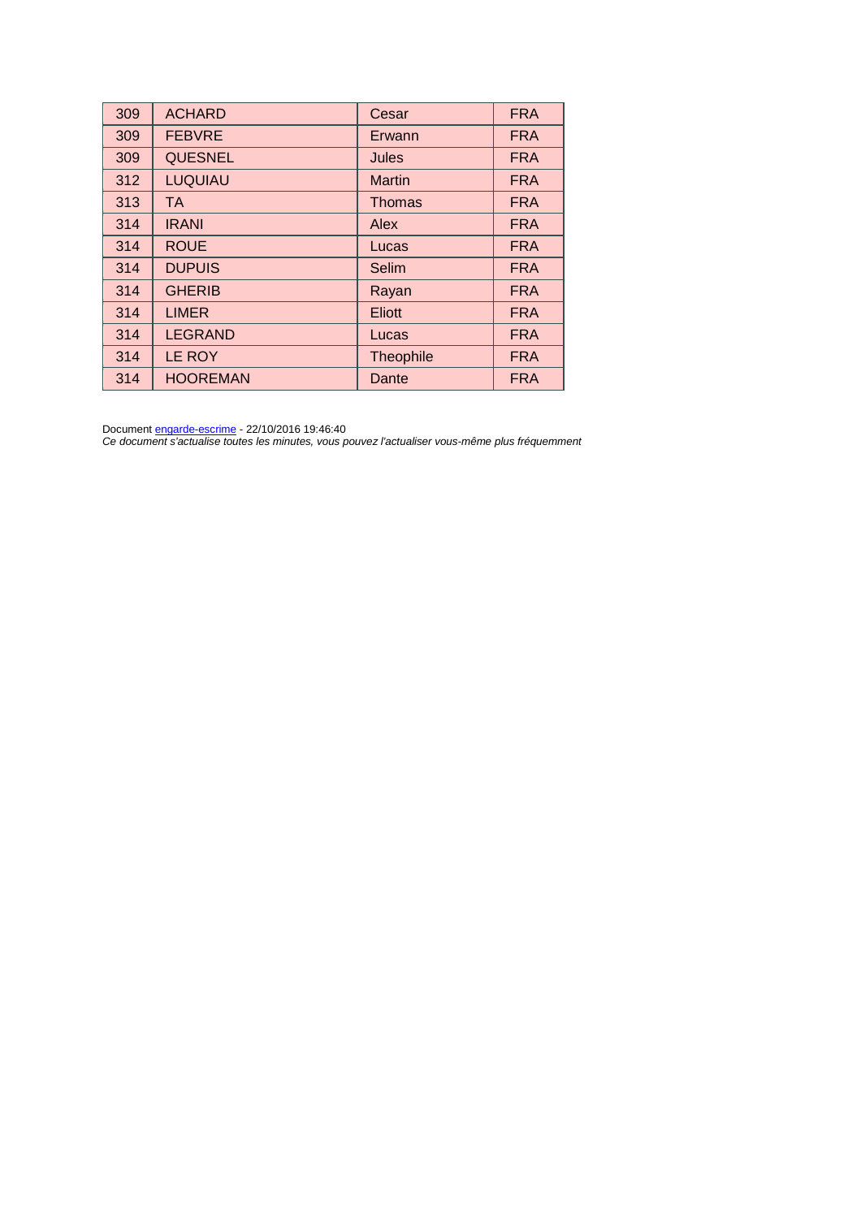| | | | |
|---|---|---|---|
| 309 | ACHARD | Cesar | FRA |
| 309 | FEBVRE | Erwann | FRA |
| 309 | QUESNEL | Jules | FRA |
| 312 | LUQUIAU | Martin | FRA |
| 313 | TA | Thomas | FRA |
| 314 | IRANI | Alex | FRA |
| 314 | ROUE | Lucas | FRA |
| 314 | DUPUIS | Selim | FRA |
| 314 | GHERIB | Rayan | FRA |
| 314 | LIMER | Eliott | FRA |
| 314 | LEGRAND | Lucas | FRA |
| 314 | LE ROY | Theophile | FRA |
| 314 | HOOREMAN | Dante | FRA |

Document engarde-escrime - 22/10/2016 19:46:40
*Ce document s'actualise toutes les minutes, vous pouvez l'actualiser vous-même plus fréquemment*